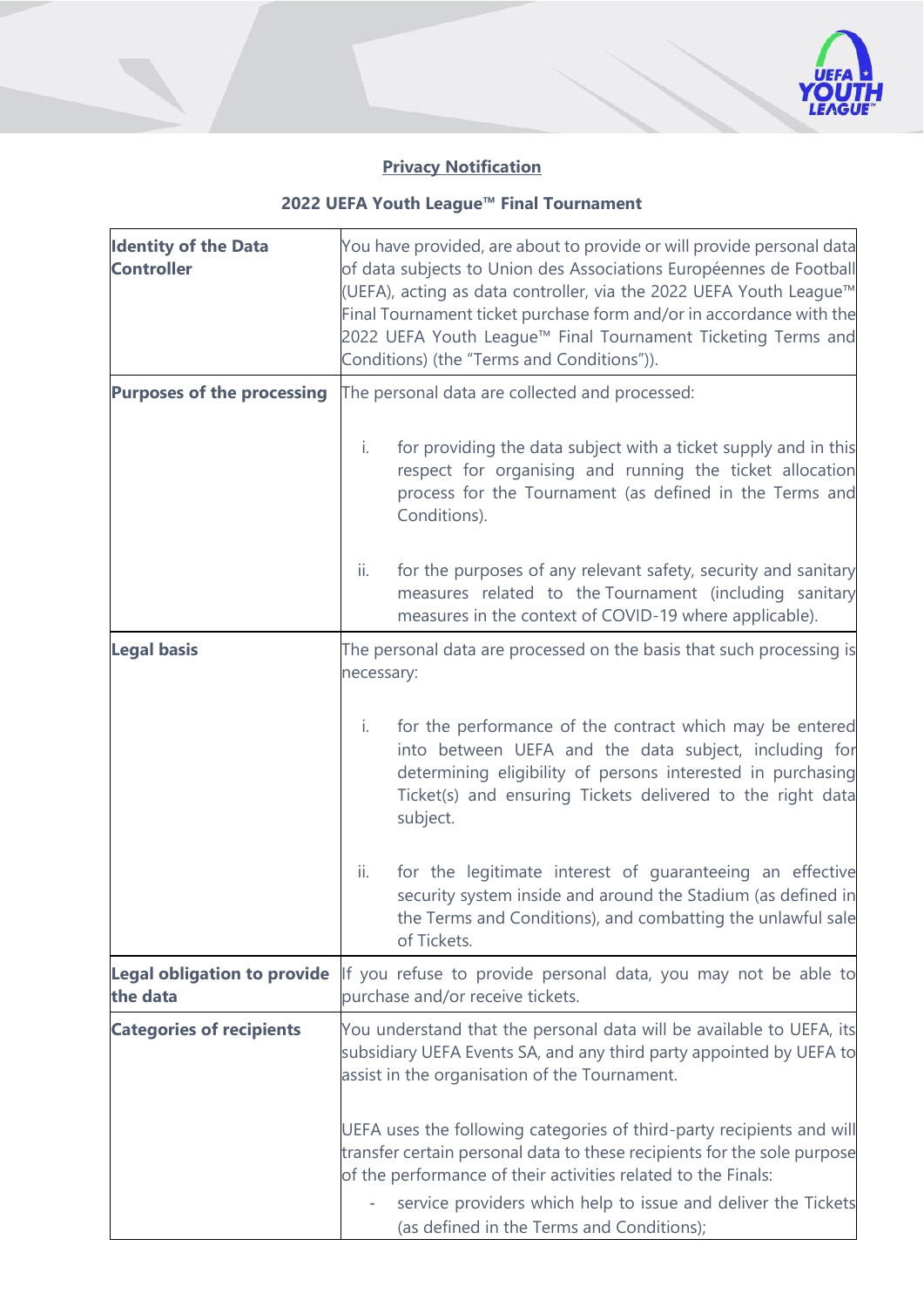**Privacy Notification**

**2022 UEFA Youth League™ Final Tournament**

| | |
|---|---|
| **Identity of the Data Controller** | You have provided, are about to provide or will provide personal data of data subjects to Union des Associations Européennes de Football (UEFA), acting as data controller, via the 2022 UEFA Youth League™ Final Tournament ticket purchase form and/or in accordance with the 2022 UEFA Youth League™ Final Tournament Ticketing Terms and Conditions) (the "Terms and Conditions")). |
| **Purposes of the processing** | The personal data are collected and processed:<br><br>i. for providing the data subject with a ticket supply and in this respect for organising and running the ticket allocation process for the Tournament (as defined in the Terms and Conditions).<br><br>ii. for the purposes of any relevant safety, security and sanitary measures related to the Tournament (including sanitary measures in the context of COVID-19 where applicable). |
| **Legal basis** | The personal data are processed on the basis that such processing is necessary:<br><br>i. for the performance of the contract which may be entered into between UEFA and the data subject, including for determining eligibility of persons interested in purchasing Ticket(s) and ensuring Tickets delivered to the right data subject.<br><br>ii. for the legitimate interest of guaranteeing an effective security system inside and around the Stadium (as defined in the Terms and Conditions), and combatting the unlawful sale of Tickets. |
| **Legal obligation to provide the data** | If you refuse to provide personal data, you may not be able to purchase and/or receive tickets. |
| **Categories of recipients** | You understand that the personal data will be available to UEFA, its subsidiary UEFA Events SA, and any third party appointed by UEFA to assist in the organisation of the Tournament.<br><br>UEFA uses the following categories of third-party recipients and will transfer certain personal data to these recipients for the sole purpose of the performance of their activities related to the Finals:<br><br>- service providers which help to issue and deliver the Tickets (as defined in the Terms and Conditions); |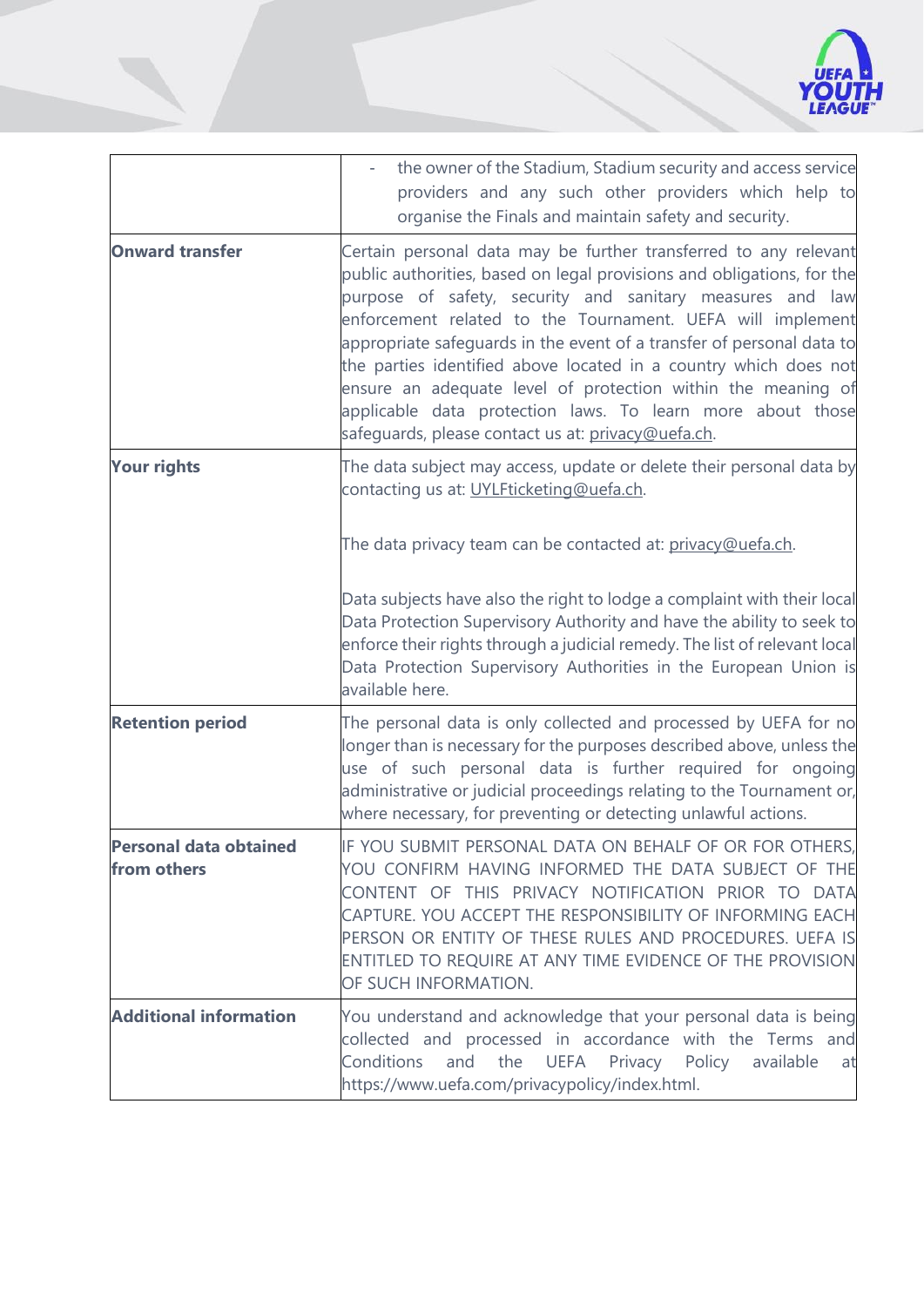| | |
|---|---|
| | - the owner of the Stadium, Stadium security and access service providers and any such other providers which help to organise the Finals and maintain safety and security. |
| **Onward transfer** | Certain personal data may be further transferred to any relevant public authorities, based on legal provisions and obligations, for the purpose of safety, security and sanitary measures and law enforcement related to the Tournament. UEFA will implement appropriate safeguards in the event of a transfer of personal data to the parties identified above located in a country which does not ensure an adequate level of protection within the meaning of applicable data protection laws. To learn more about those safeguards, please contact us at: privacy@uefa.ch. |
| **Your rights** | The data subject may access, update or delete their personal data by contacting us at: UYLFticketing@uefa.ch.<br><br>The data privacy team can be contacted at: privacy@uefa.ch.<br><br>Data subjects have also the right to lodge a complaint with their local Data Protection Supervisory Authority and have the ability to seek to enforce their rights through a judicial remedy. The list of relevant local Data Protection Supervisory Authorities in the European Union is available here. |
| **Retention period** | The personal data is only collected and processed by UEFA for no longer than is necessary for the purposes described above, unless the use of such personal data is further required for ongoing administrative or judicial proceedings relating to the Tournament or, where necessary, for preventing or detecting unlawful actions. |
| **Personal data obtained from others** | IF YOU SUBMIT PERSONAL DATA ON BEHALF OF OR FOR OTHERS, YOU CONFIRM HAVING INFORMED THE DATA SUBJECT OF THE CONTENT OF THIS PRIVACY NOTIFICATION PRIOR TO DATA CAPTURE. YOU ACCEPT THE RESPONSIBILITY OF INFORMING EACH PERSON OR ENTITY OF THESE RULES AND PROCEDURES. UEFA IS ENTITLED TO REQUIRE AT ANY TIME EVIDENCE OF THE PROVISION OF SUCH INFORMATION. |
| **Additional information** | You understand and acknowledge that your personal data is being collected and processed in accordance with the Terms and Conditions and the UEFA Privacy Policy available at https://www.uefa.com/privacypolicy/index.html. |